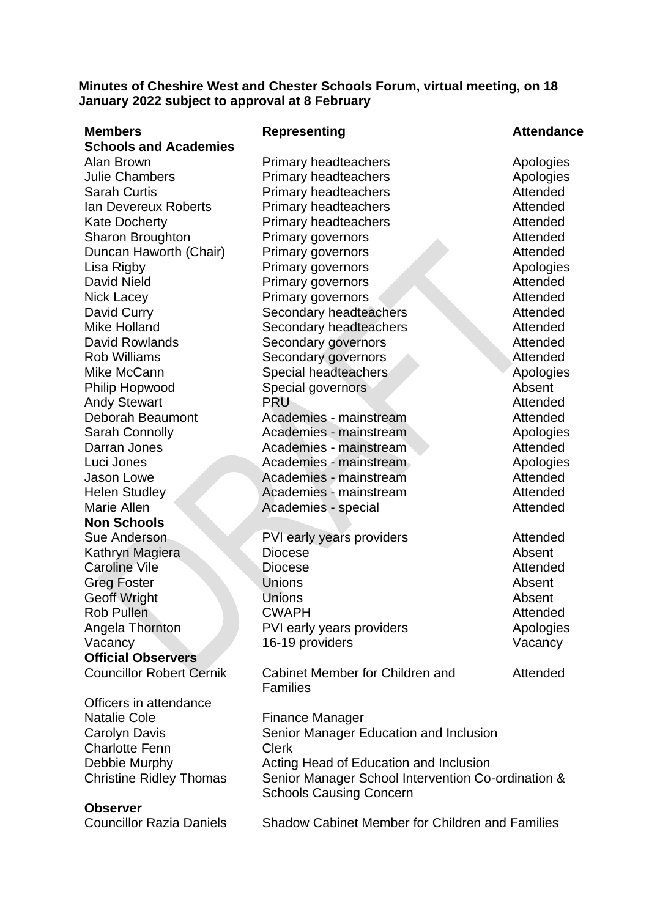**Minutes of Cheshire West and Chester Schools Forum, virtual meeting, on 18 January 2022 subject to approval at 8 February**

| Members | Representing | Attendance |
| --- | --- | --- |
| **Schools and Academies** | | |
| Alan Brown | Primary headteachers | Apologies |
| Julie Chambers | Primary headteachers | Apologies |
| Sarah Curtis | Primary headteachers | Attended |
| Ian Devereux Roberts | Primary headteachers | Attended |
| Kate Docherty | Primary headteachers | Attended |
| Sharon Broughton | Primary governors | Attended |
| Duncan Haworth (Chair) | Primary governors | Attended |
| Lisa Rigby | Primary governors | Apologies |
| David Nield | Primary governors | Attended |
| Nick Lacey | Primary governors | Attended |
| David Curry | Secondary headteachers | Attended |
| Mike Holland | Secondary headteachers | Attended |
| David Rowlands | Secondary governors | Attended |
| Rob Williams | Secondary governors | Attended |
| Mike McCann | Special headteachers | Apologies |
| Philip Hopwood | Special governors | Absent |
| Andy Stewart | PRU | Attended |
| Deborah Beaumont | Academies - mainstream | Attended |
| Sarah Connolly | Academies - mainstream | Apologies |
| Darran Jones | Academies - mainstream | Attended |
| Luci Jones | Academies - mainstream | Apologies |
| Jason Lowe | Academies - mainstream | Attended |
| Helen Studley | Academies - mainstream | Attended |
| Marie Allen | Academies - special | Attended |
| **Non Schools** | | |
| Sue Anderson | PVI early years providers | Attended |
| Kathryn Magiera | Diocese | Absent |
| Caroline Vile | Diocese | Attended |
| Greg Foster | Unions | Absent |
| Geoff Wright | Unions | Absent |
| Rob Pullen | CWAPH | Attended |
| Angela Thornton | PVI early years providers | Apologies |
| Vacancy | 16-19 providers | Vacancy |
| **Official Observers** | | |
| Councillor Robert Cernik | Cabinet Member for Children and Families | Attended |

| Officers in attendance | |
| --- | --- |
| Natalie Cole | Finance Manager |
| Carolyn Davis | Senior Manager Education and Inclusion |
| Charlotte Fenn | Clerk |
| Debbie Murphy | Acting Head of Education and Inclusion |
| Christine Ridley Thomas | Senior Manager School Intervention Co-ordination & Schools Causing Concern |

**Observer**

| | |
| --- | --- |
| Councillor Razia Daniels | Shadow Cabinet Member for Children and Families |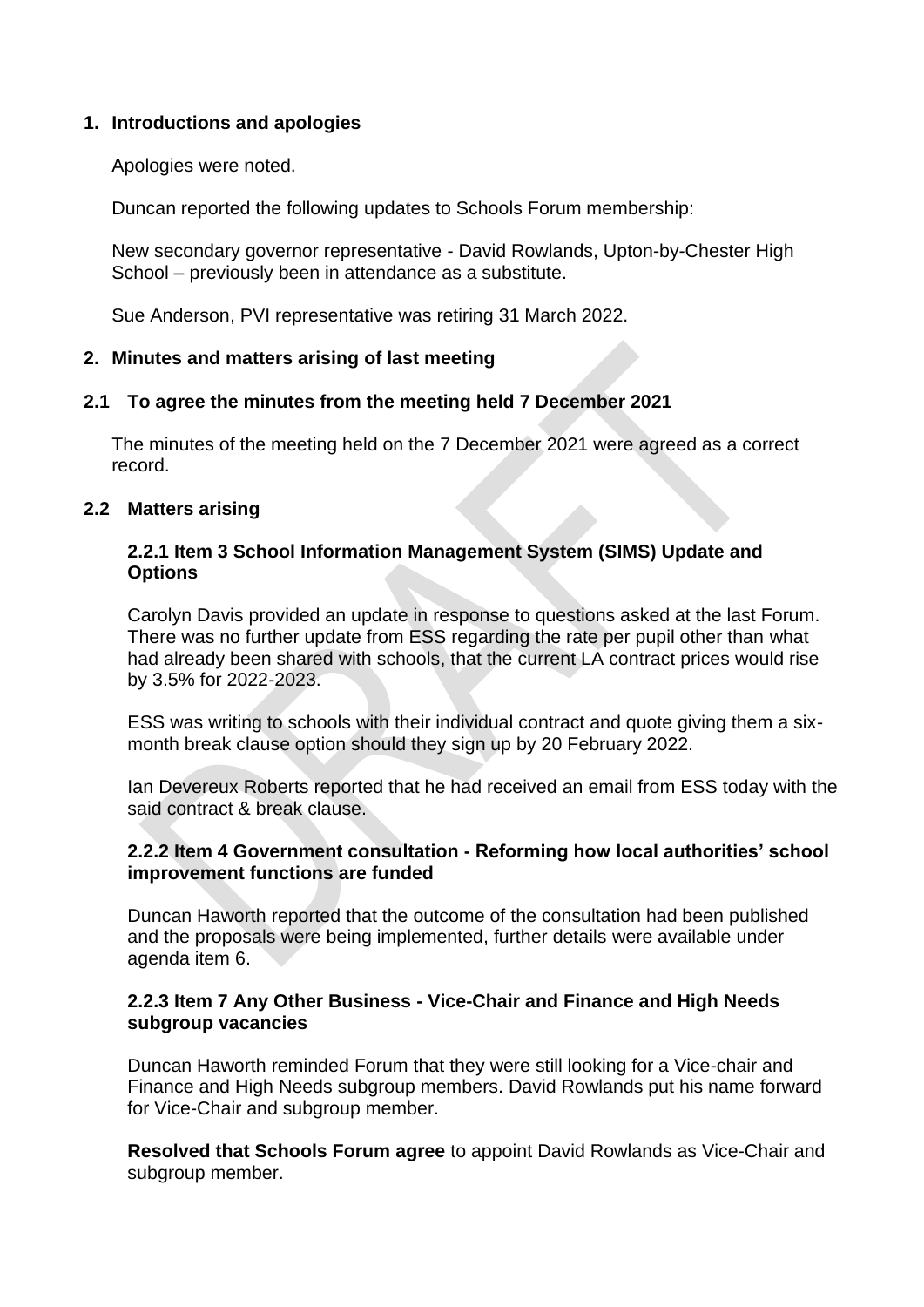## 1. Introductions and apologies

Apologies were noted.

Duncan reported the following updates to Schools Forum membership:

New secondary governor representative - David Rowlands, Upton-by-Chester High School – previously been in attendance as a substitute.

Sue Anderson, PVI representative was retiring 31 March 2022.

## 2. Minutes and matters arising of last meeting

### 2.1 To agree the minutes from the meeting held 7 December 2021

The minutes of the meeting held on the 7 December 2021 were agreed as a correct record.

### 2.2 Matters arising

#### 2.2.1 Item 3 School Information Management System (SIMS) Update and Options

Carolyn Davis provided an update in response to questions asked at the last Forum. There was no further update from ESS regarding the rate per pupil other than what had already been shared with schools, that the current LA contract prices would rise by 3.5% for 2022-2023.

ESS was writing to schools with their individual contract and quote giving them a six-month break clause option should they sign up by 20 February 2022.

Ian Devereux Roberts reported that he had received an email from ESS today with the said contract & break clause.

#### 2.2.2 Item 4 Government consultation - Reforming how local authorities' school improvement functions are funded

Duncan Haworth reported that the outcome of the consultation had been published and the proposals were being implemented, further details were available under agenda item 6.

#### 2.2.3 Item 7 Any Other Business - Vice-Chair and Finance and High Needs subgroup vacancies

Duncan Haworth reminded Forum that they were still looking for a Vice-chair and Finance and High Needs subgroup members. David Rowlands put his name forward for Vice-Chair and subgroup member.

**Resolved that Schools Forum agree** to appoint David Rowlands as Vice-Chair and subgroup member.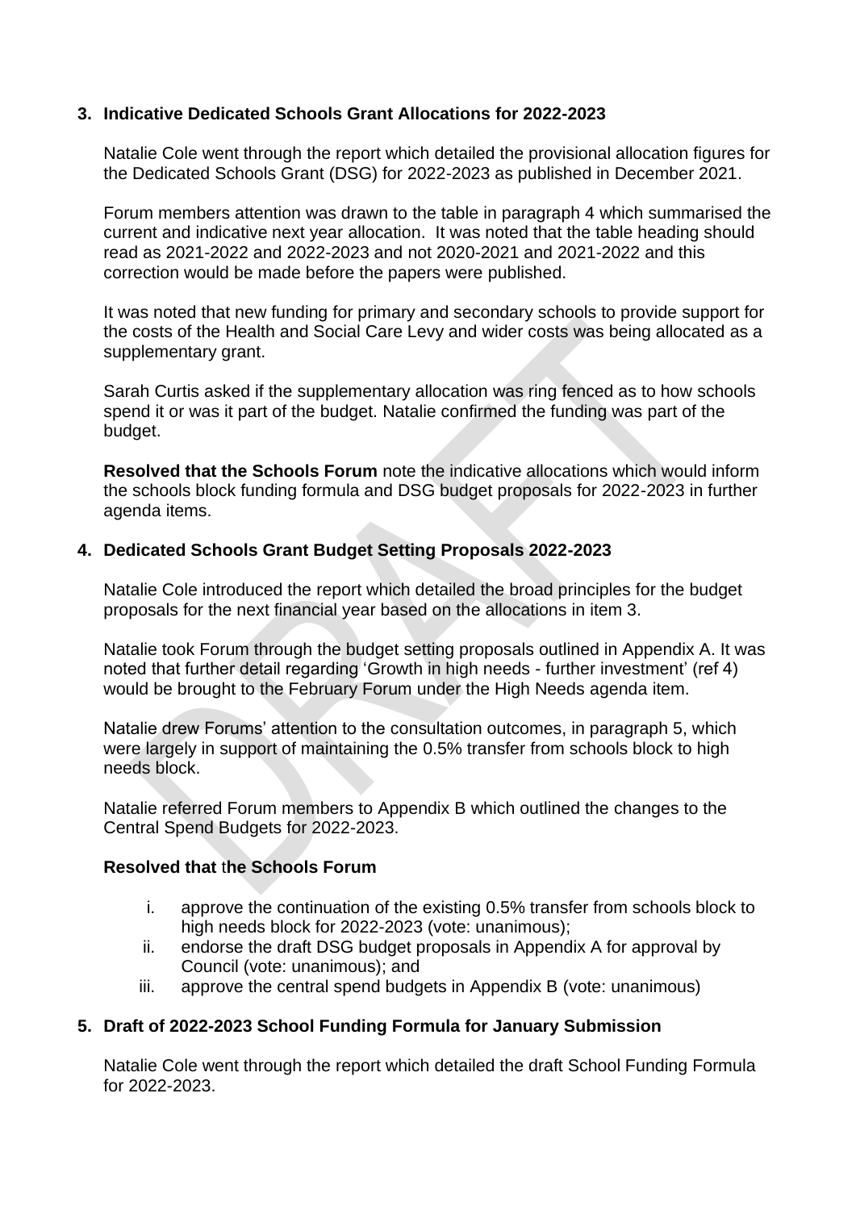**3. Indicative Dedicated Schools Grant Allocations for 2022-2023**

Natalie Cole went through the report which detailed the provisional allocation figures for the Dedicated Schools Grant (DSG) for 2022-2023 as published in December 2021.

Forum members attention was drawn to the table in paragraph 4 which summarised the current and indicative next year allocation. It was noted that the table heading should read as 2021-2022 and 2022-2023 and not 2020-2021 and 2021-2022 and this correction would be made before the papers were published.

It was noted that new funding for primary and secondary schools to provide support for the costs of the Health and Social Care Levy and wider costs was being allocated as a supplementary grant.

Sarah Curtis asked if the supplementary allocation was ring fenced as to how schools spend it or was it part of the budget. Natalie confirmed the funding was part of the budget.

**Resolved that the Schools Forum** note the indicative allocations which would inform the schools block funding formula and DSG budget proposals for 2022-2023 in further agenda items.

**4. Dedicated Schools Grant Budget Setting Proposals 2022-2023**

Natalie Cole introduced the report which detailed the broad principles for the budget proposals for the next financial year based on the allocations in item 3.

Natalie took Forum through the budget setting proposals outlined in Appendix A. It was noted that further detail regarding 'Growth in high needs - further investment' (ref 4) would be brought to the February Forum under the High Needs agenda item.

Natalie drew Forums' attention to the consultation outcomes, in paragraph 5, which were largely in support of maintaining the 0.5% transfer from schools block to high needs block.

Natalie referred Forum members to Appendix B which outlined the changes to the Central Spend Budgets for 2022-2023.

**Resolved that the Schools Forum**

i. approve the continuation of the existing 0.5% transfer from schools block to high needs block for 2022-2023 (vote: unanimous);
ii. endorse the draft DSG budget proposals in Appendix A for approval by Council (vote: unanimous); and
iii. approve the central spend budgets in Appendix B (vote: unanimous)

**5. Draft of 2022-2023 School Funding Formula for January Submission**

Natalie Cole went through the report which detailed the draft School Funding Formula for 2022-2023.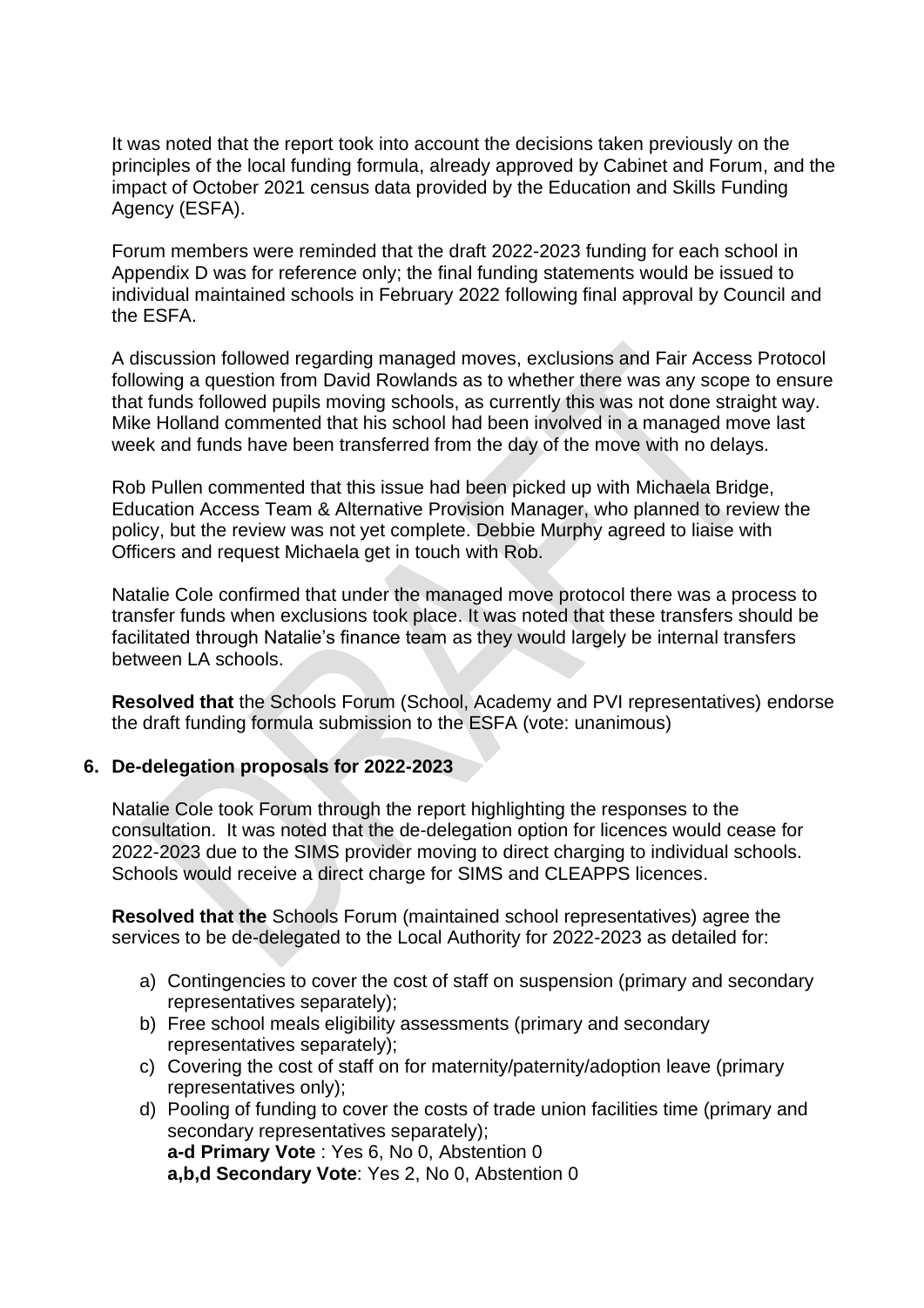It was noted that the report took into account the decisions taken previously on the principles of the local funding formula, already approved by Cabinet and Forum, and the impact of October 2021 census data provided by the Education and Skills Funding Agency (ESFA).

Forum members were reminded that the draft 2022-2023 funding for each school in Appendix D was for reference only; the final funding statements would be issued to individual maintained schools in February 2022 following final approval by Council and the ESFA.

A discussion followed regarding managed moves, exclusions and Fair Access Protocol following a question from David Rowlands as to whether there was any scope to ensure that funds followed pupils moving schools, as currently this was not done straight way. Mike Holland commented that his school had been involved in a managed move last week and funds have been transferred from the day of the move with no delays.

Rob Pullen commented that this issue had been picked up with Michaela Bridge, Education Access Team & Alternative Provision Manager, who planned to review the policy, but the review was not yet complete. Debbie Murphy agreed to liaise with Officers and request Michaela get in touch with Rob.

Natalie Cole confirmed that under the managed move protocol there was a process to transfer funds when exclusions took place. It was noted that these transfers should be facilitated through Natalie's finance team as they would largely be internal transfers between LA schools.

**Resolved that** the Schools Forum (School, Academy and PVI representatives) endorse the draft funding formula submission to the ESFA (vote: unanimous)

## 6. De-delegation proposals for 2022-2023

Natalie Cole took Forum through the report highlighting the responses to the consultation. It was noted that the de-delegation option for licences would cease for 2022-2023 due to the SIMS provider moving to direct charging to individual schools. Schools would receive a direct charge for SIMS and CLEAPPS licences.

**Resolved that the** Schools Forum (maintained school representatives) agree the services to be de-delegated to the Local Authority for 2022-2023 as detailed for:

a) Contingencies to cover the cost of staff on suspension (primary and secondary representatives separately);
b) Free school meals eligibility assessments (primary and secondary representatives separately);
c) Covering the cost of staff on for maternity/paternity/adoption leave (primary representatives only);
d) Pooling of funding to cover the costs of trade union facilities time (primary and secondary representatives separately);
   **a-d Primary Vote** : Yes 6, No 0, Abstention 0
   **a,b,d Secondary Vote**: Yes 2, No 0, Abstention 0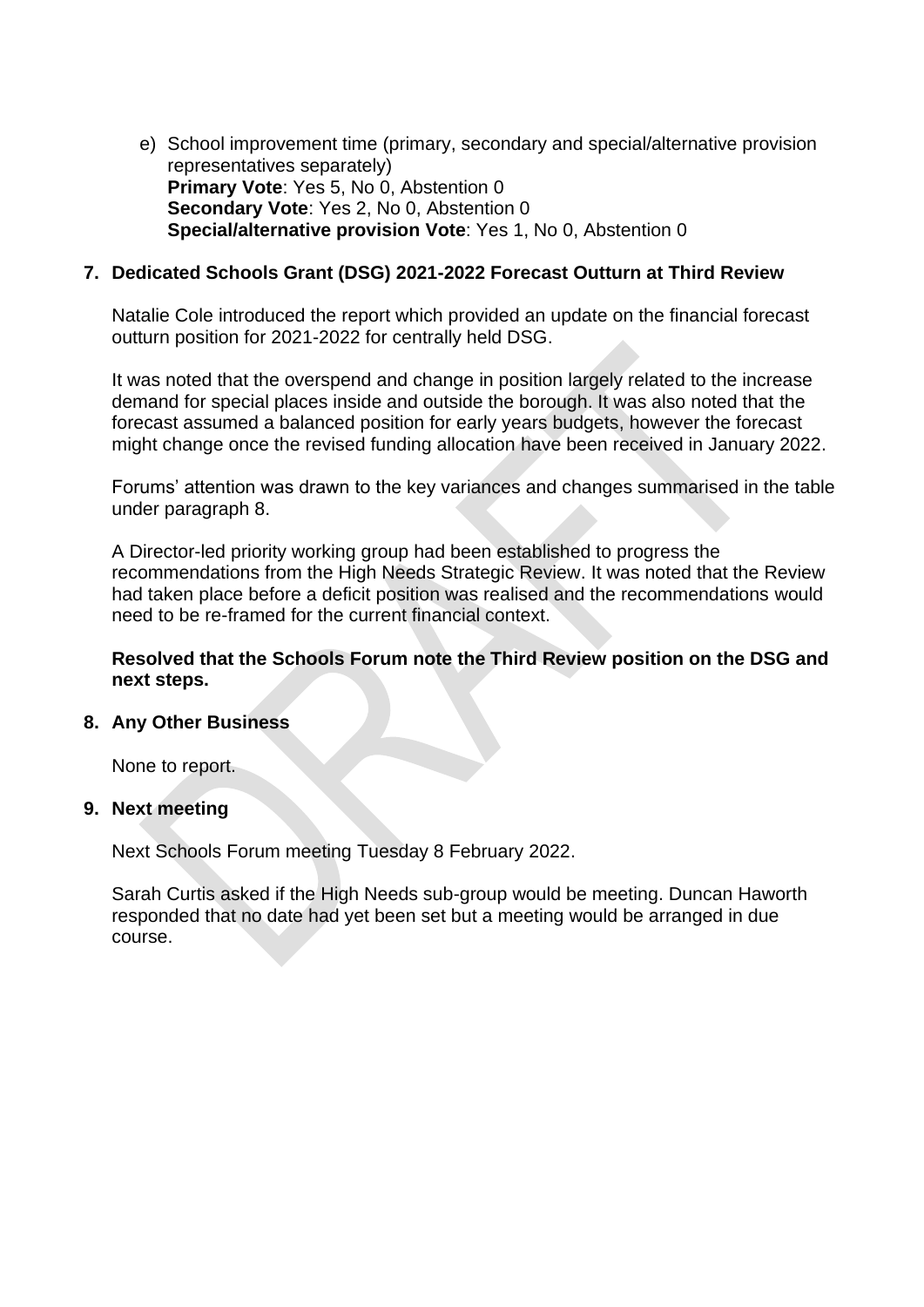e) School improvement time (primary, secondary and special/alternative provision representatives separately)
   **Primary Vote**: Yes 5, No 0, Abstention 0
   **Secondary Vote**: Yes 2, No 0, Abstention 0
   **Special/alternative provision Vote**: Yes 1, No 0, Abstention 0

## 7. Dedicated Schools Grant (DSG) 2021-2022 Forecast Outturn at Third Review

Natalie Cole introduced the report which provided an update on the financial forecast outturn position for 2021-2022 for centrally held DSG.

It was noted that the overspend and change in position largely related to the increase demand for special places inside and outside the borough. It was also noted that the forecast assumed a balanced position for early years budgets, however the forecast might change once the revised funding allocation have been received in January 2022.

Forums' attention was drawn to the key variances and changes summarised in the table under paragraph 8.

A Director-led priority working group had been established to progress the recommendations from the High Needs Strategic Review. It was noted that the Review had taken place before a deficit position was realised and the recommendations would need to be re-framed for the current financial context.

**Resolved that the Schools Forum note the Third Review position on the DSG and next steps.**

## 8. Any Other Business

None to report.

## 9. Next meeting

Next Schools Forum meeting Tuesday 8 February 2022.

Sarah Curtis asked if the High Needs sub-group would be meeting. Duncan Haworth responded that no date had yet been set but a meeting would be arranged in due course.